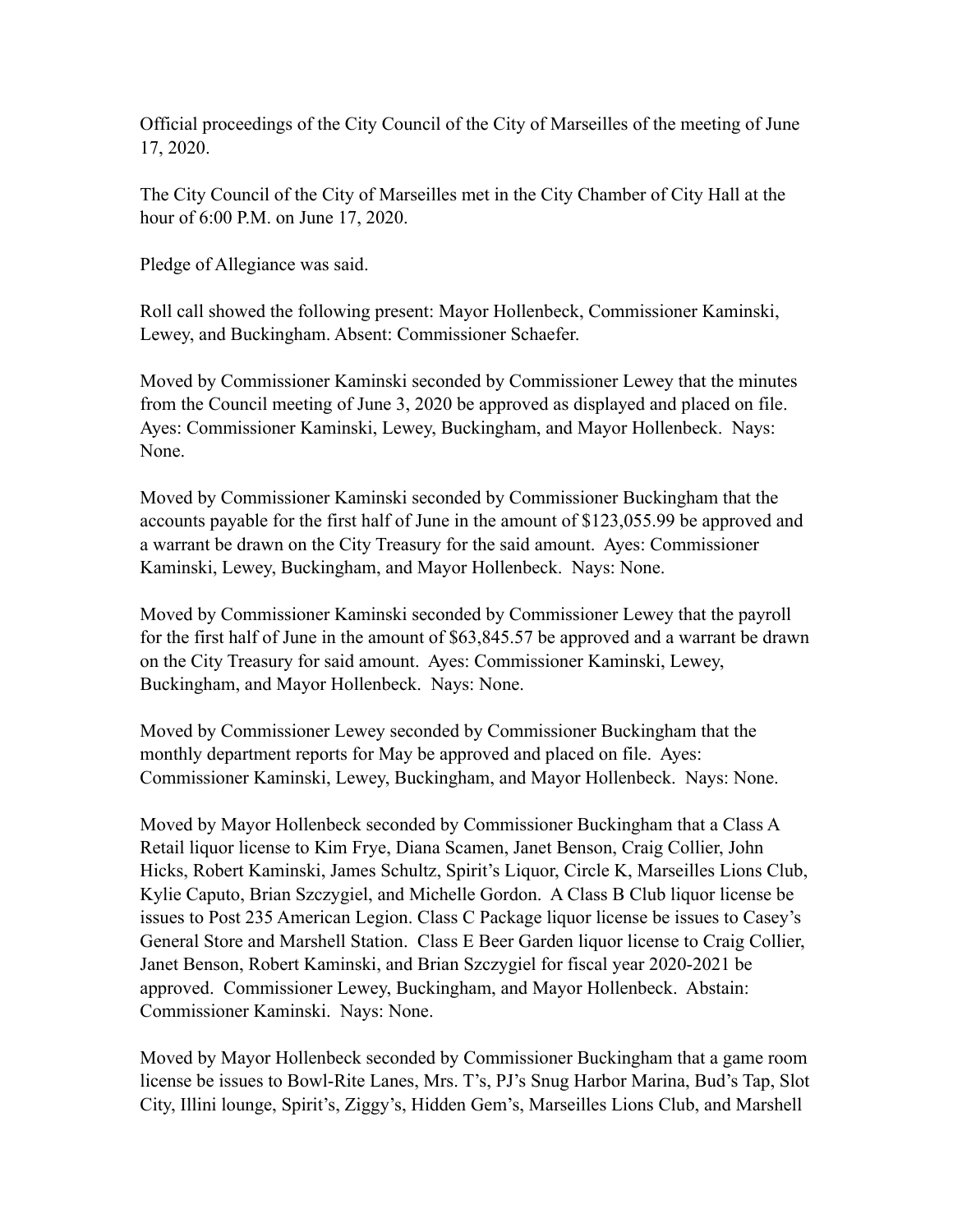Official proceedings of the City Council of the City of Marseilles of the meeting of June 17, 2020.

The City Council of the City of Marseilles met in the City Chamber of City Hall at the hour of 6:00 P.M. on June 17, 2020.

Pledge of Allegiance was said.

Roll call showed the following present: Mayor Hollenbeck, Commissioner Kaminski, Lewey, and Buckingham. Absent: Commissioner Schaefer.

Moved by Commissioner Kaminski seconded by Commissioner Lewey that the minutes from the Council meeting of June 3, 2020 be approved as displayed and placed on file. Ayes: Commissioner Kaminski, Lewey, Buckingham, and Mayor Hollenbeck. Nays: None.

Moved by Commissioner Kaminski seconded by Commissioner Buckingham that the accounts payable for the first half of June in the amount of $123,055.99 be approved and a warrant be drawn on the City Treasury for the said amount. Ayes: Commissioner Kaminski, Lewey, Buckingham, and Mayor Hollenbeck. Nays: None.

Moved by Commissioner Kaminski seconded by Commissioner Lewey that the payroll for the first half of June in the amount of $63,845.57 be approved and a warrant be drawn on the City Treasury for said amount. Ayes: Commissioner Kaminski, Lewey, Buckingham, and Mayor Hollenbeck. Nays: None.

Moved by Commissioner Lewey seconded by Commissioner Buckingham that the monthly department reports for May be approved and placed on file. Ayes: Commissioner Kaminski, Lewey, Buckingham, and Mayor Hollenbeck. Nays: None.

Moved by Mayor Hollenbeck seconded by Commissioner Buckingham that a Class A Retail liquor license to Kim Frye, Diana Scamen, Janet Benson, Craig Collier, John Hicks, Robert Kaminski, James Schultz, Spirit's Liquor, Circle K, Marseilles Lions Club, Kylie Caputo, Brian Szczygiel, and Michelle Gordon. A Class B Club liquor license be issues to Post 235 American Legion. Class C Package liquor license be issues to Casey's General Store and Marshell Station. Class E Beer Garden liquor license to Craig Collier, Janet Benson, Robert Kaminski, and Brian Szczygiel for fiscal year 2020-2021 be approved. Commissioner Lewey, Buckingham, and Mayor Hollenbeck. Abstain: Commissioner Kaminski. Nays: None.

Moved by Mayor Hollenbeck seconded by Commissioner Buckingham that a game room license be issues to Bowl-Rite Lanes, Mrs. T's, PJ's Snug Harbor Marina, Bud's Tap, Slot City, Illini lounge, Spirit's, Ziggy's, Hidden Gem's, Marseilles Lions Club, and Marshell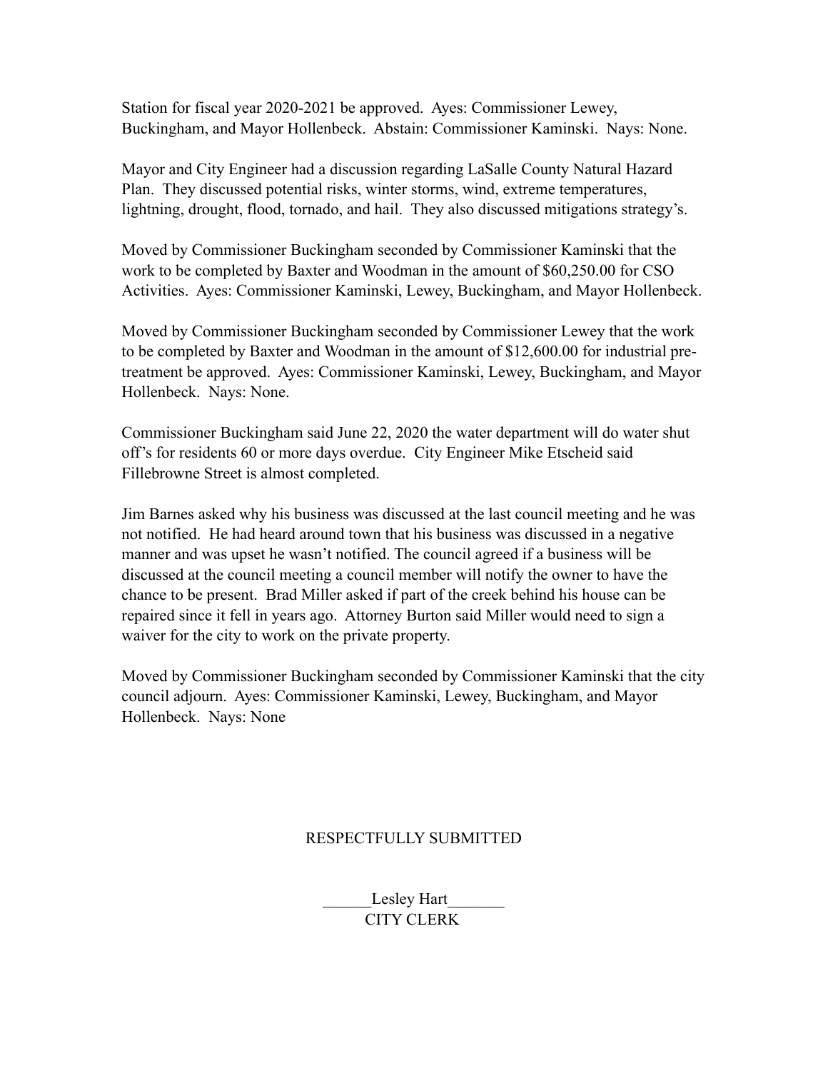Station for fiscal year 2020-2021 be approved. Ayes: Commissioner Lewey, Buckingham, and Mayor Hollenbeck. Abstain: Commissioner Kaminski. Nays: None.

Mayor and City Engineer had a discussion regarding LaSalle County Natural Hazard Plan. They discussed potential risks, winter storms, wind, extreme temperatures, lightning, drought, flood, tornado, and hail. They also discussed mitigations strategy's.

Moved by Commissioner Buckingham seconded by Commissioner Kaminski that the work to be completed by Baxter and Woodman in the amount of $60,250.00 for CSO Activities. Ayes: Commissioner Kaminski, Lewey, Buckingham, and Mayor Hollenbeck.

Moved by Commissioner Buckingham seconded by Commissioner Lewey that the work to be completed by Baxter and Woodman in the amount of $12,600.00 for industrial pre-treatment be approved. Ayes: Commissioner Kaminski, Lewey, Buckingham, and Mayor Hollenbeck. Nays: None.

Commissioner Buckingham said June 22, 2020 the water department will do water shut off's for residents 60 or more days overdue. City Engineer Mike Etscheid said Fillebrowne Street is almost completed.

Jim Barnes asked why his business was discussed at the last council meeting and he was not notified. He had heard around town that his business was discussed in a negative manner and was upset he wasn't notified. The council agreed if a business will be discussed at the council meeting a council member will notify the owner to have the chance to be present. Brad Miller asked if part of the creek behind his house can be repaired since it fell in years ago. Attorney Burton said Miller would need to sign a waiver for the city to work on the private property.

Moved by Commissioner Buckingham seconded by Commissioner Kaminski that the city council adjourn. Ayes: Commissioner Kaminski, Lewey, Buckingham, and Mayor Hollenbeck. Nays: None

RESPECTFULLY SUBMITTED

______Lesley Hart_______
CITY CLERK